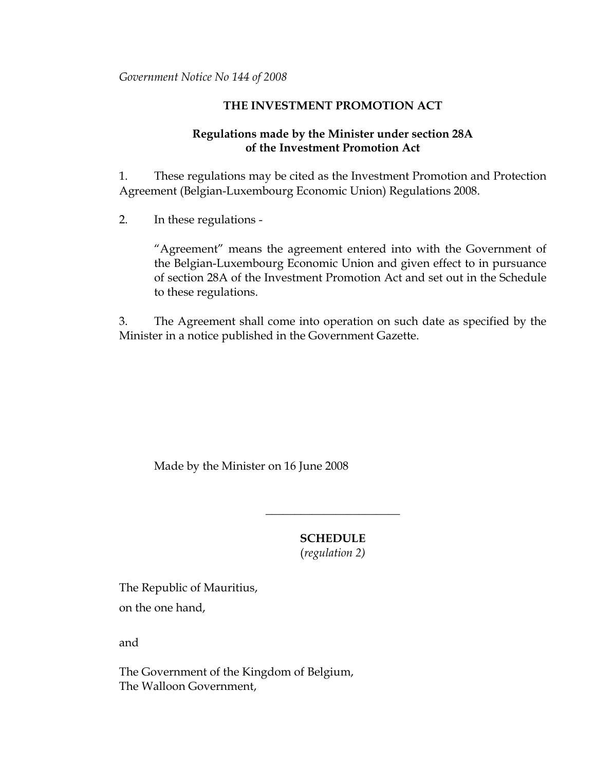*Government Notice No 144 of 2008*

# THE INVESTMENT PROMOTION ACT

## Regulations made by the Minister under section 28A of the Investment Promotion Act

1. These regulations may be cited as the Investment Promotion and Protection Agreement (Belgian-Luxembourg Economic Union) Regulations 2008.

2. In these regulations -

   "Agreement" means the agreement entered into with the Government of the Belgian-Luxembourg Economic Union and given effect to in pursuance of section 28A of the Investment Promotion Act and set out in the Schedule to these regulations.

3. The Agreement shall come into operation on such date as specified by the Minister in a notice published in the Government Gazette.

Made by the Minister on 16 June 2008

---

**SCHEDULE**
(*regulation 2)*

The Republic of Mauritius,

on the one hand,

and

The Government of the Kingdom of Belgium,
The Walloon Government,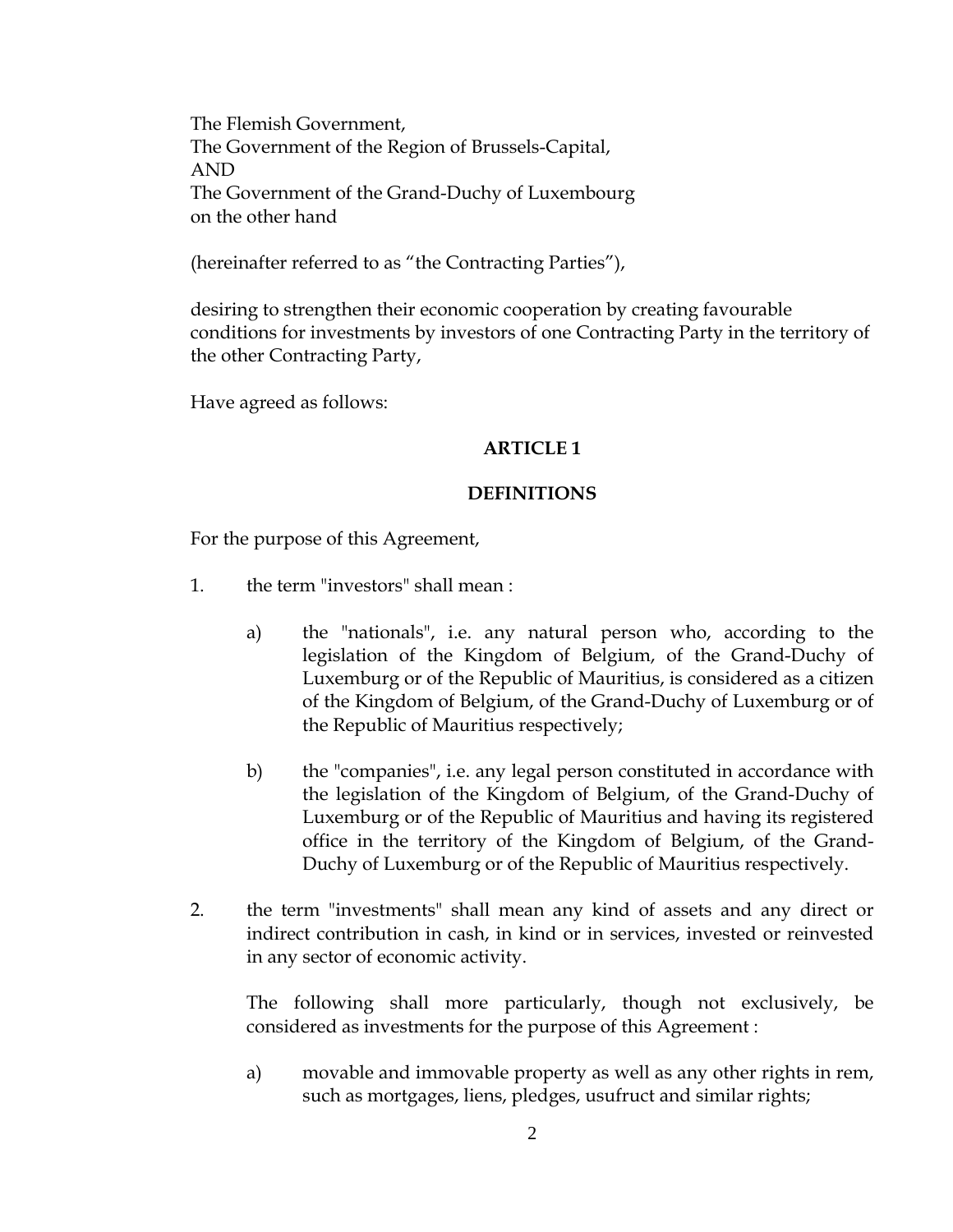The Flemish Government,
The Government of the Region of Brussels-Capital,
AND
The Government of the Grand-Duchy of Luxembourg
on the other hand

(hereinafter referred to as "the Contracting Parties"),

desiring to strengthen their economic cooperation by creating favourable conditions for investments by investors of one Contracting Party in the territory of the other Contracting Party,

Have agreed as follows:

## ARTICLE 1

## DEFINITIONS

For the purpose of this Agreement,

1. the term "investors" shall mean :

   a) the "nationals", i.e. any natural person who, according to the legislation of the Kingdom of Belgium, of the Grand-Duchy of Luxemburg or of the Republic of Mauritius, is considered as a citizen of the Kingdom of Belgium, of the Grand-Duchy of Luxemburg or of the Republic of Mauritius respectively;

   b) the "companies", i.e. any legal person constituted in accordance with the legislation of the Kingdom of Belgium, of the Grand-Duchy of Luxemburg or of the Republic of Mauritius and having its registered office in the territory of the Kingdom of Belgium, of the Grand-Duchy of Luxemburg or of the Republic of Mauritius respectively.

2. the term "investments" shall mean any kind of assets and any direct or indirect contribution in cash, in kind or in services, invested or reinvested in any sector of economic activity.

   The following shall more particularly, though not exclusively, be considered as investments for the purpose of this Agreement :

   a) movable and immovable property as well as any other rights in rem, such as mortgages, liens, pledges, usufruct and similar rights;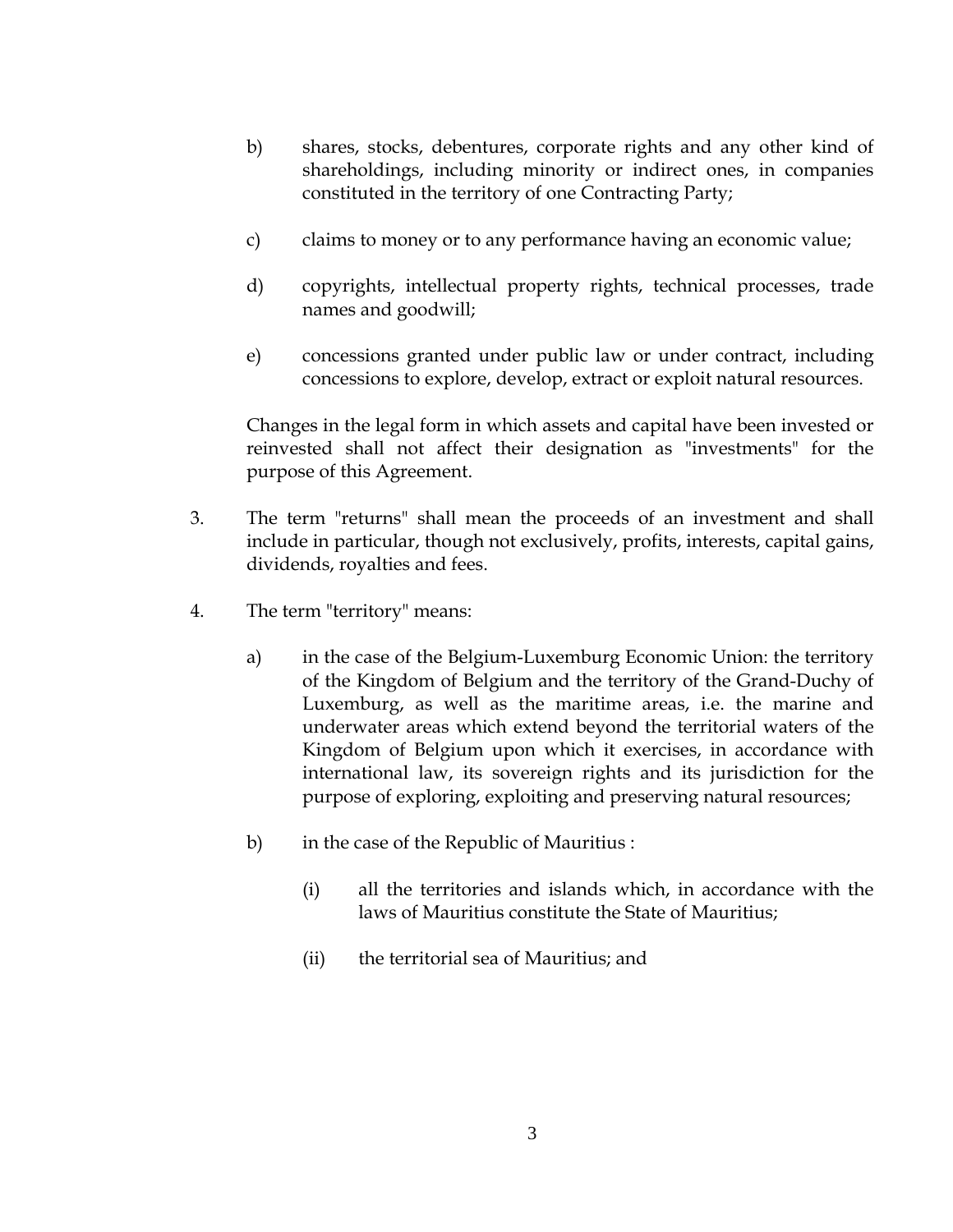b) shares, stocks, debentures, corporate rights and any other kind of shareholdings, including minority or indirect ones, in companies constituted in the territory of one Contracting Party;

c) claims to money or to any performance having an economic value;

d) copyrights, intellectual property rights, technical processes, trade names and goodwill;

e) concessions granted under public law or under contract, including concessions to explore, develop, extract or exploit natural resources.

Changes in the legal form in which assets and capital have been invested or reinvested shall not affect their designation as "investments" for the purpose of this Agreement.

3. The term "returns" shall mean the proceeds of an investment and shall include in particular, though not exclusively, profits, interests, capital gains, dividends, royalties and fees.

4. The term "territory" means:

a) in the case of the Belgium-Luxemburg Economic Union: the territory of the Kingdom of Belgium and the territory of the Grand-Duchy of Luxemburg, as well as the maritime areas, i.e. the marine and underwater areas which extend beyond the territorial waters of the Kingdom of Belgium upon which it exercises, in accordance with international law, its sovereign rights and its jurisdiction for the purpose of exploring, exploiting and preserving natural resources;

b) in the case of the Republic of Mauritius :

(i) all the territories and islands which, in accordance with the laws of Mauritius constitute the State of Mauritius;

(ii) the territorial sea of Mauritius; and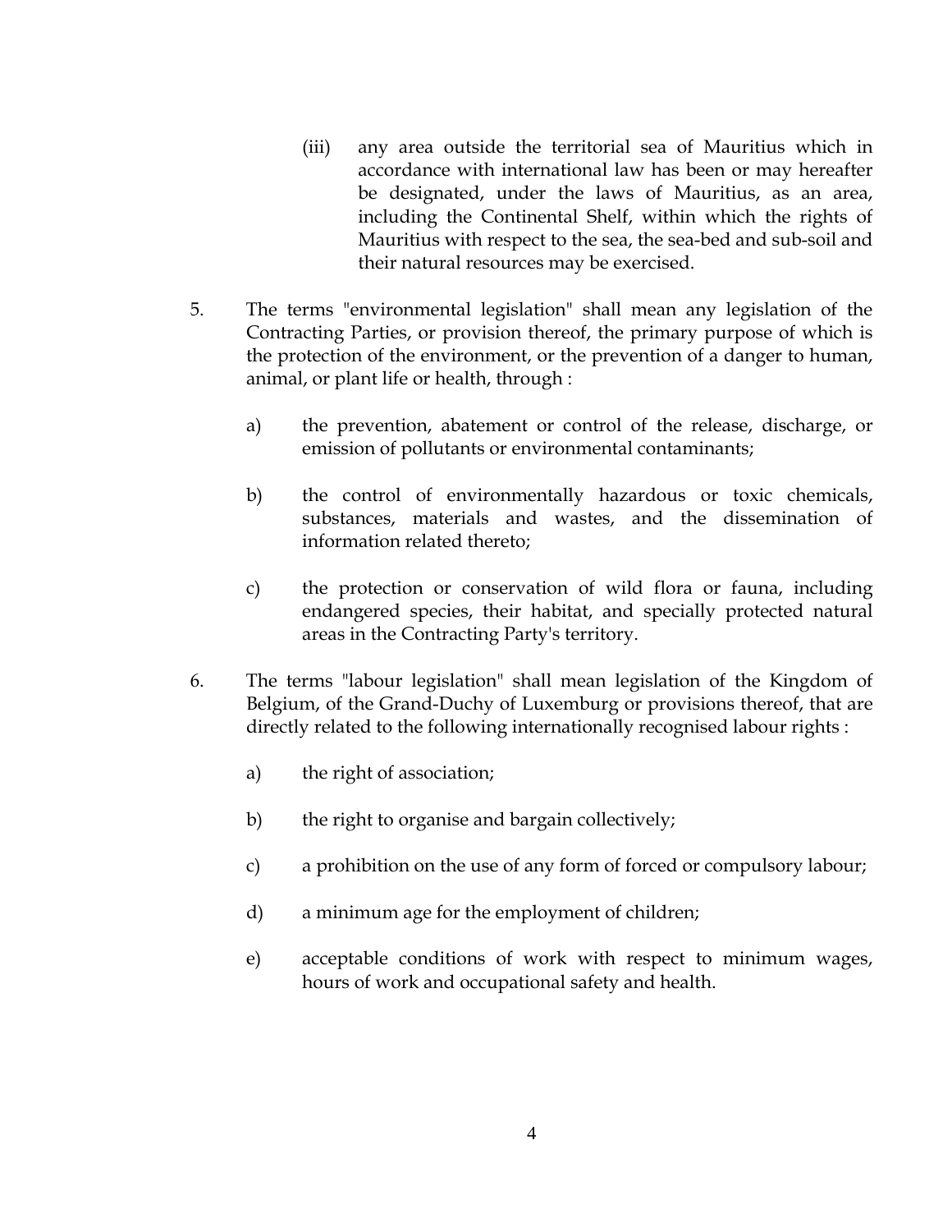(iii) any area outside the territorial sea of Mauritius which in accordance with international law has been or may hereafter be designated, under the laws of Mauritius, as an area, including the Continental Shelf, within which the rights of Mauritius with respect to the sea, the sea-bed and sub-soil and their natural resources may be exercised.

5. The terms "environmental legislation" shall mean any legislation of the Contracting Parties, or provision thereof, the primary purpose of which is the protection of the environment, or the prevention of a danger to human, animal, or plant life or health, through :

   a) the prevention, abatement or control of the release, discharge, or emission of pollutants or environmental contaminants;

   b) the control of environmentally hazardous or toxic chemicals, substances, materials and wastes, and the dissemination of information related thereto;

   c) the protection or conservation of wild flora or fauna, including endangered species, their habitat, and specially protected natural areas in the Contracting Party's territory.

6. The terms "labour legislation" shall mean legislation of the Kingdom of Belgium, of the Grand-Duchy of Luxemburg or provisions thereof, that are directly related to the following internationally recognised labour rights :

   a) the right of association;

   b) the right to organise and bargain collectively;

   c) a prohibition on the use of any form of forced or compulsory labour;

   d) a minimum age for the employment of children;

   e) acceptable conditions of work with respect to minimum wages, hours of work and occupational safety and health.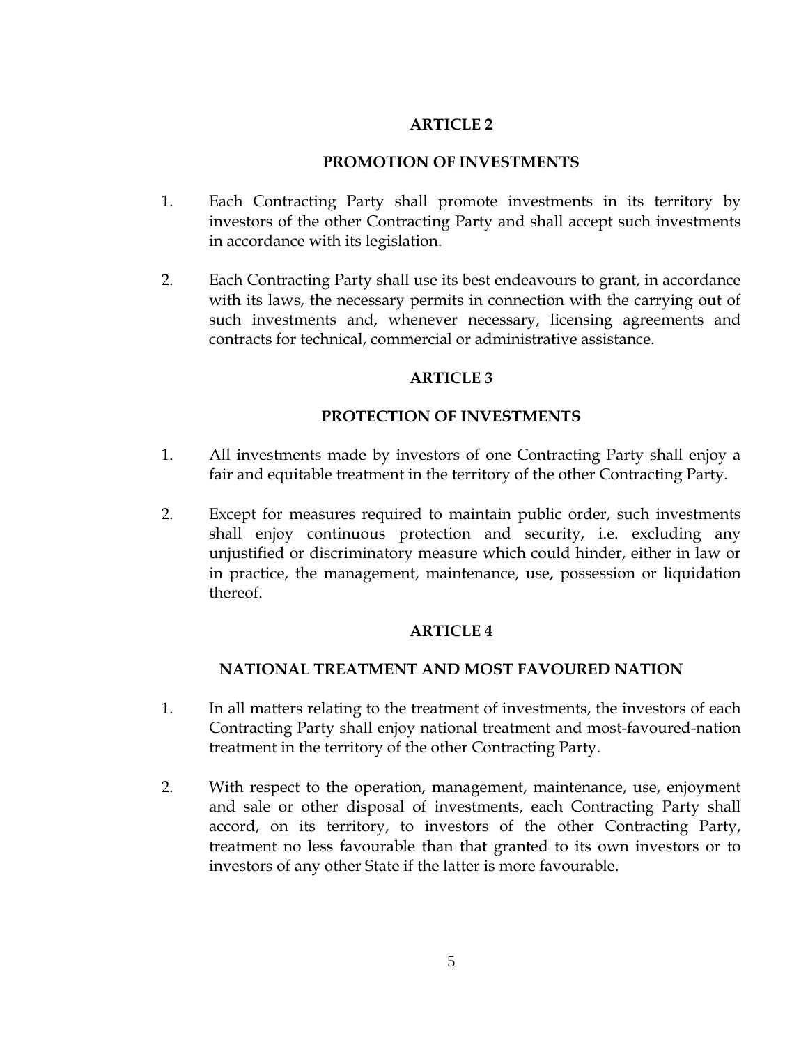## ARTICLE 2

## PROMOTION OF INVESTMENTS

1. Each Contracting Party shall promote investments in its territory by investors of the other Contracting Party and shall accept such investments in accordance with its legislation.

2. Each Contracting Party shall use its best endeavours to grant, in accordance with its laws, the necessary permits in connection with the carrying out of such investments and, whenever necessary, licensing agreements and contracts for technical, commercial or administrative assistance.

## ARTICLE 3

## PROTECTION OF INVESTMENTS

1. All investments made by investors of one Contracting Party shall enjoy a fair and equitable treatment in the territory of the other Contracting Party.

2. Except for measures required to maintain public order, such investments shall enjoy continuous protection and security, i.e. excluding any unjustified or discriminatory measure which could hinder, either in law or in practice, the management, maintenance, use, possession or liquidation thereof.

## ARTICLE 4

## NATIONAL TREATMENT AND MOST FAVOURED NATION

1. In all matters relating to the treatment of investments, the investors of each Contracting Party shall enjoy national treatment and most-favoured-nation treatment in the territory of the other Contracting Party.

2. With respect to the operation, management, maintenance, use, enjoyment and sale or other disposal of investments, each Contracting Party shall accord, on its territory, to investors of the other Contracting Party, treatment no less favourable than that granted to its own investors or to investors of any other State if the latter is more favourable.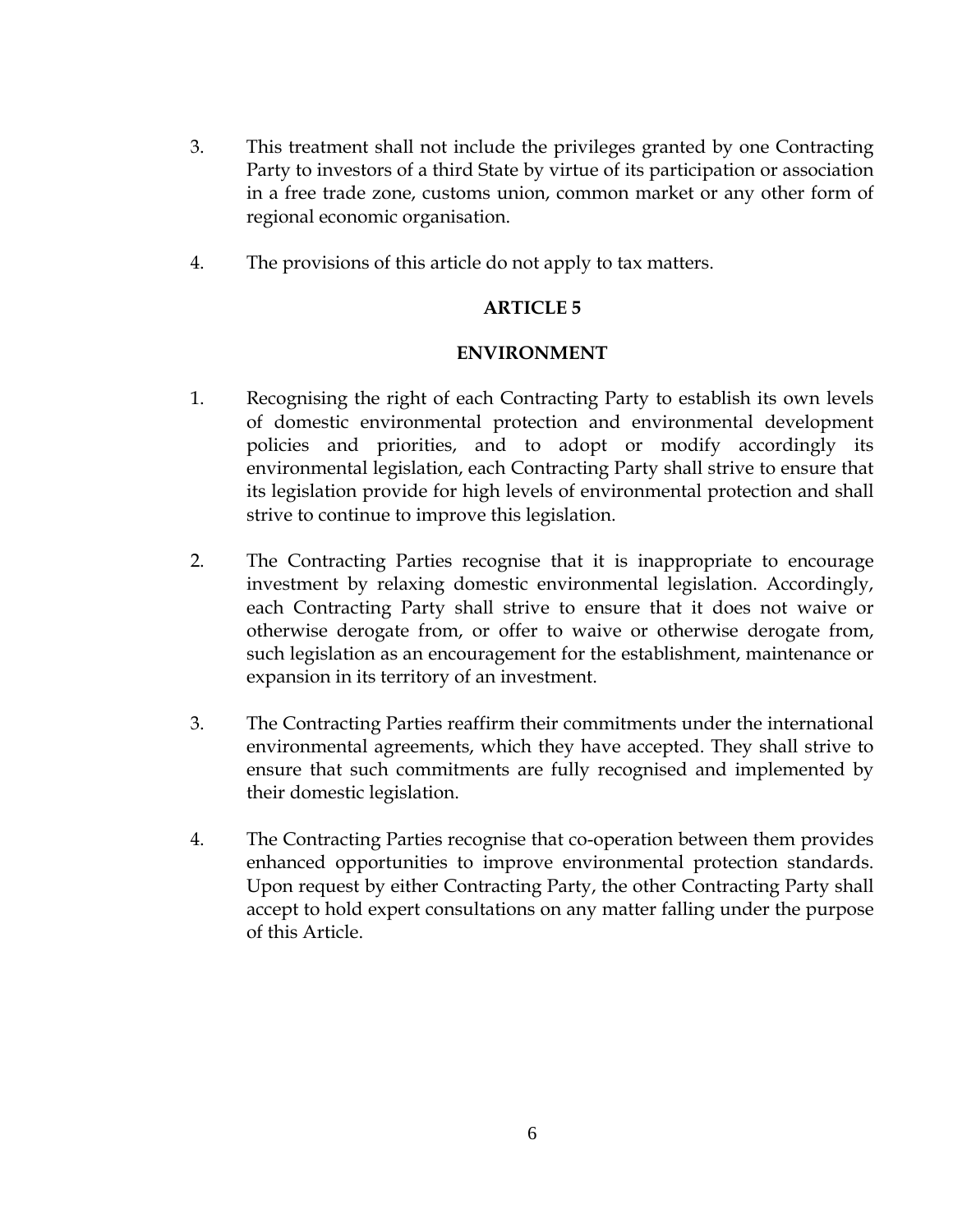3. This treatment shall not include the privileges granted by one Contracting Party to investors of a third State by virtue of its participation or association in a free trade zone, customs union, common market or any other form of regional economic organisation.

4. The provisions of this article do not apply to tax matters.

**ARTICLE 5**

**ENVIRONMENT**

1. Recognising the right of each Contracting Party to establish its own levels of domestic environmental protection and environmental development policies and priorities, and to adopt or modify accordingly its environmental legislation, each Contracting Party shall strive to ensure that its legislation provide for high levels of environmental protection and shall strive to continue to improve this legislation.

2. The Contracting Parties recognise that it is inappropriate to encourage investment by relaxing domestic environmental legislation. Accordingly, each Contracting Party shall strive to ensure that it does not waive or otherwise derogate from, or offer to waive or otherwise derogate from, such legislation as an encouragement for the establishment, maintenance or expansion in its territory of an investment.

3. The Contracting Parties reaffirm their commitments under the international environmental agreements, which they have accepted. They shall strive to ensure that such commitments are fully recognised and implemented by their domestic legislation.

4. The Contracting Parties recognise that co-operation between them provides enhanced opportunities to improve environmental protection standards. Upon request by either Contracting Party, the other Contracting Party shall accept to hold expert consultations on any matter falling under the purpose of this Article.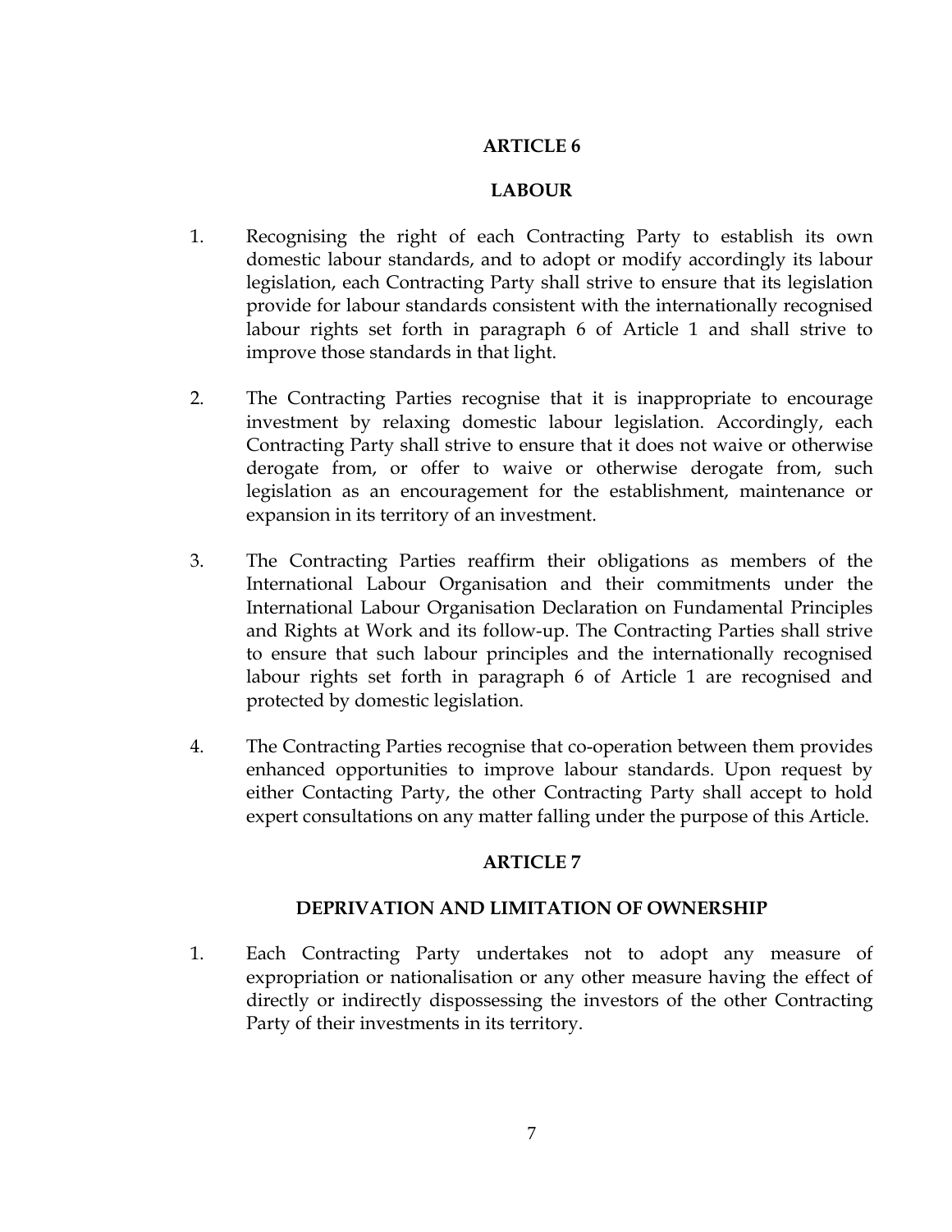## ARTICLE 6

## LABOUR

1. Recognising the right of each Contracting Party to establish its own domestic labour standards, and to adopt or modify accordingly its labour legislation, each Contracting Party shall strive to ensure that its legislation provide for labour standards consistent with the internationally recognised labour rights set forth in paragraph 6 of Article 1 and shall strive to improve those standards in that light.

2. The Contracting Parties recognise that it is inappropriate to encourage investment by relaxing domestic labour legislation. Accordingly, each Contracting Party shall strive to ensure that it does not waive or otherwise derogate from, or offer to waive or otherwise derogate from, such legislation as an encouragement for the establishment, maintenance or expansion in its territory of an investment.

3. The Contracting Parties reaffirm their obligations as members of the International Labour Organisation and their commitments under the International Labour Organisation Declaration on Fundamental Principles and Rights at Work and its follow-up. The Contracting Parties shall strive to ensure that such labour principles and the internationally recognised labour rights set forth in paragraph 6 of Article 1 are recognised and protected by domestic legislation.

4. The Contracting Parties recognise that co-operation between them provides enhanced opportunities to improve labour standards. Upon request by either Contacting Party, the other Contracting Party shall accept to hold expert consultations on any matter falling under the purpose of this Article.

## ARTICLE 7

## DEPRIVATION AND LIMITATION OF OWNERSHIP

1. Each Contracting Party undertakes not to adopt any measure of expropriation or nationalisation or any other measure having the effect of directly or indirectly dispossessing the investors of the other Contracting Party of their investments in its territory.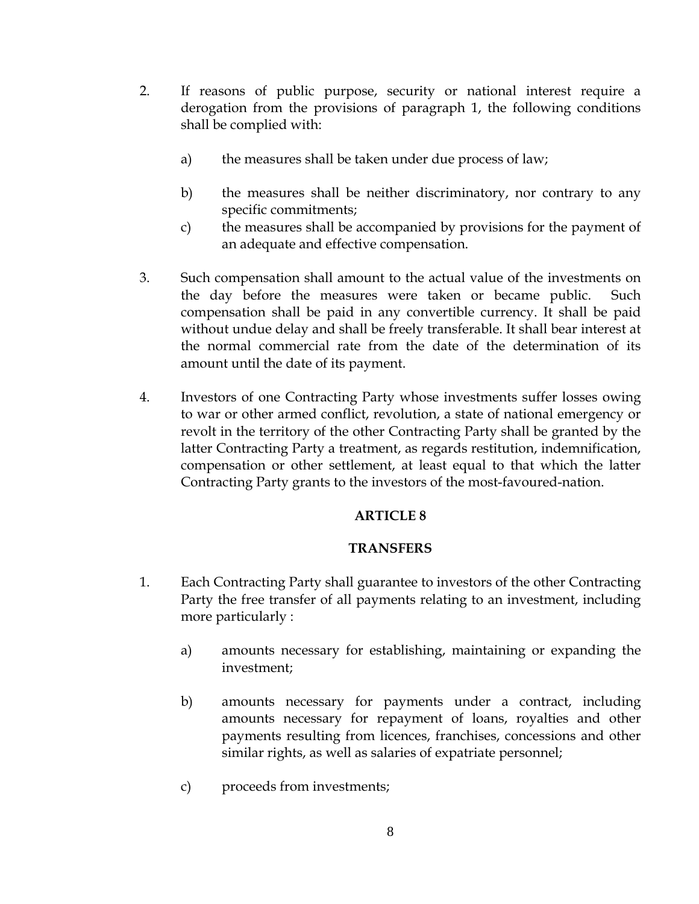2. If reasons of public purpose, security or national interest require a derogation from the provisions of paragraph 1, the following conditions shall be complied with:

   a) the measures shall be taken under due process of law;

   b) the measures shall be neither discriminatory, nor contrary to any specific commitments;

   c) the measures shall be accompanied by provisions for the payment of an adequate and effective compensation.

3. Such compensation shall amount to the actual value of the investments on the day before the measures were taken or became public. Such compensation shall be paid in any convertible currency. It shall be paid without undue delay and shall be freely transferable. It shall bear interest at the normal commercial rate from the date of the determination of its amount until the date of its payment.

4. Investors of one Contracting Party whose investments suffer losses owing to war or other armed conflict, revolution, a state of national emergency or revolt in the territory of the other Contracting Party shall be granted by the latter Contracting Party a treatment, as regards restitution, indemnification, compensation or other settlement, at least equal to that which the latter Contracting Party grants to the investors of the most-favoured-nation.

## ARTICLE 8

## TRANSFERS

1. Each Contracting Party shall guarantee to investors of the other Contracting Party the free transfer of all payments relating to an investment, including more particularly :

   a) amounts necessary for establishing, maintaining or expanding the investment;

   b) amounts necessary for payments under a contract, including amounts necessary for repayment of loans, royalties and other payments resulting from licences, franchises, concessions and other similar rights, as well as salaries of expatriate personnel;

   c) proceeds from investments;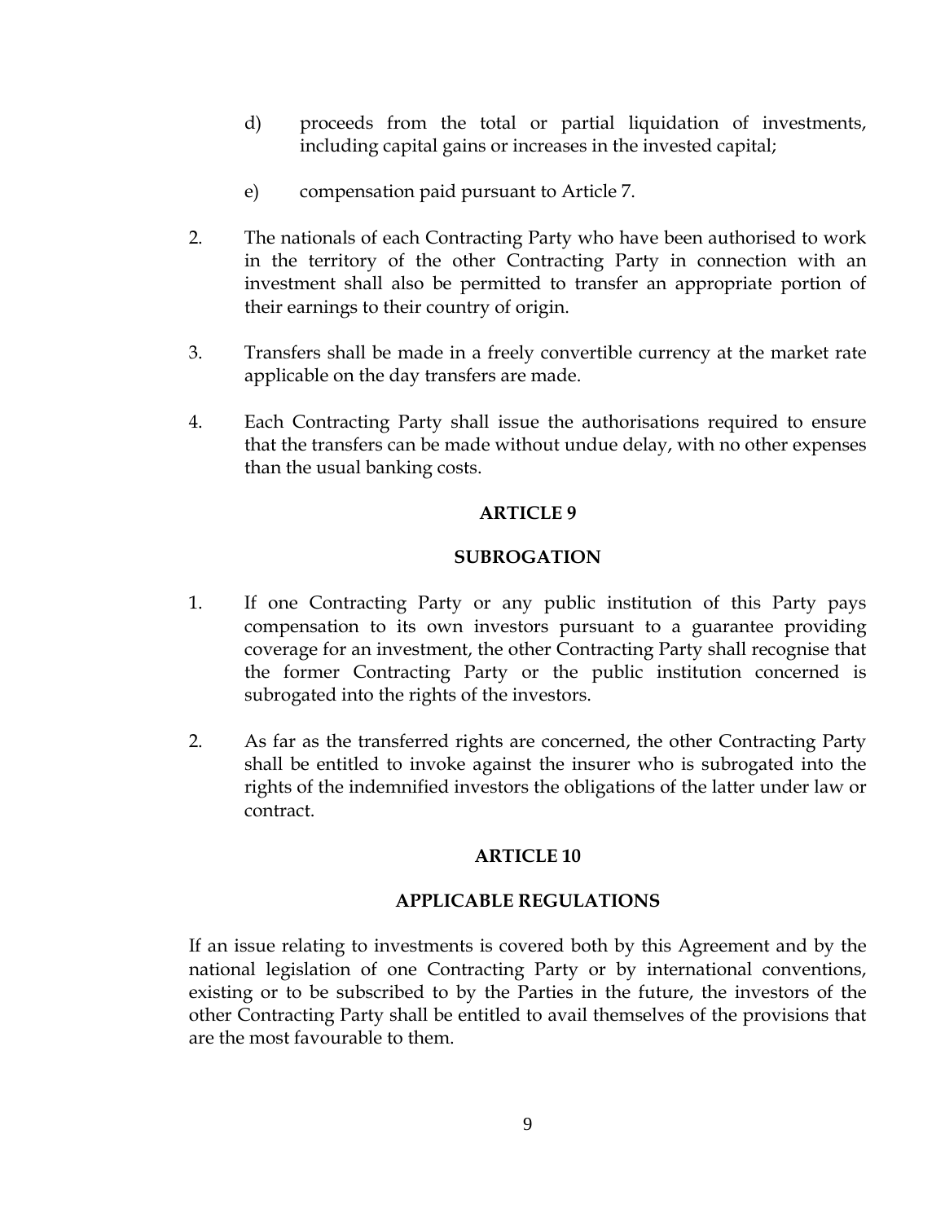d) proceeds from the total or partial liquidation of investments, including capital gains or increases in the invested capital;

e) compensation paid pursuant to Article 7.

2. The nationals of each Contracting Party who have been authorised to work in the territory of the other Contracting Party in connection with an investment shall also be permitted to transfer an appropriate portion of their earnings to their country of origin.

3. Transfers shall be made in a freely convertible currency at the market rate applicable on the day transfers are made.

4. Each Contracting Party shall issue the authorisations required to ensure that the transfers can be made without undue delay, with no other expenses than the usual banking costs.

## ARTICLE 9

## SUBROGATION

1. If one Contracting Party or any public institution of this Party pays compensation to its own investors pursuant to a guarantee providing coverage for an investment, the other Contracting Party shall recognise that the former Contracting Party or the public institution concerned is subrogated into the rights of the investors.

2. As far as the transferred rights are concerned, the other Contracting Party shall be entitled to invoke against the insurer who is subrogated into the rights of the indemnified investors the obligations of the latter under law or contract.

## ARTICLE 10

## APPLICABLE REGULATIONS

If an issue relating to investments is covered both by this Agreement and by the national legislation of one Contracting Party or by international conventions, existing or to be subscribed to by the Parties in the future, the investors of the other Contracting Party shall be entitled to avail themselves of the provisions that are the most favourable to them.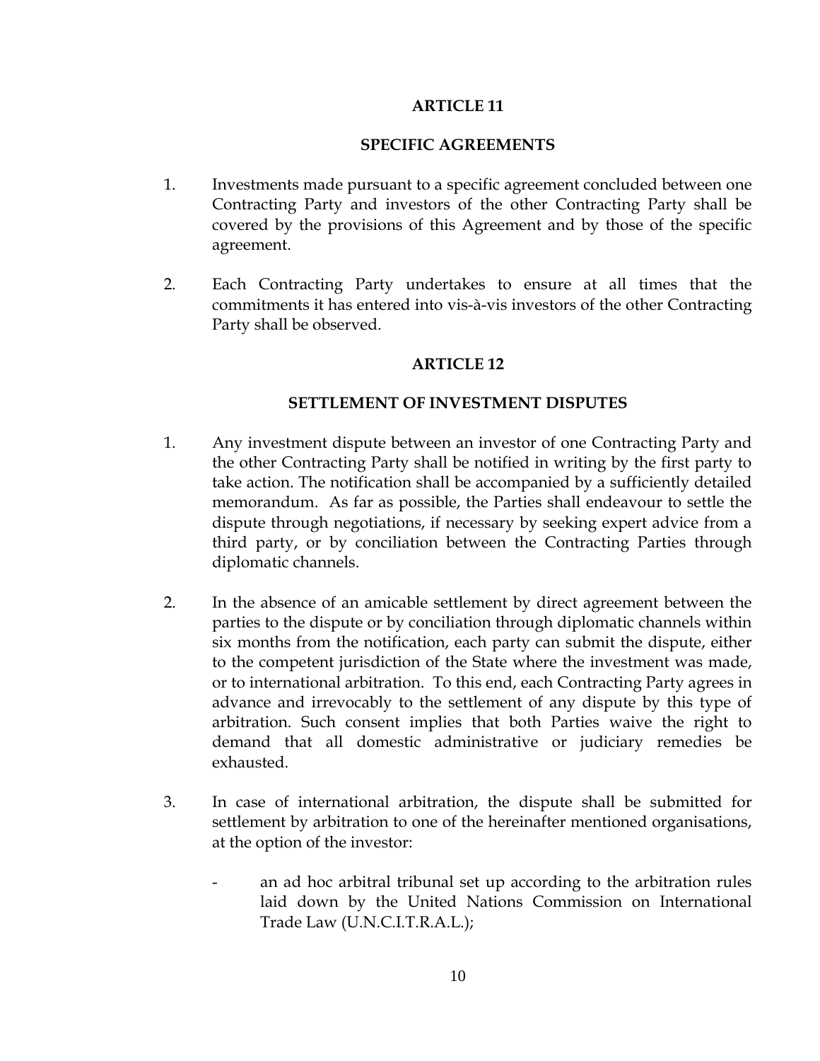## ARTICLE 11

## SPECIFIC AGREEMENTS

1. Investments made pursuant to a specific agreement concluded between one Contracting Party and investors of the other Contracting Party shall be covered by the provisions of this Agreement and by those of the specific agreement.

2. Each Contracting Party undertakes to ensure at all times that the commitments it has entered into vis-à-vis investors of the other Contracting Party shall be observed.

## ARTICLE 12

## SETTLEMENT OF INVESTMENT DISPUTES

1. Any investment dispute between an investor of one Contracting Party and the other Contracting Party shall be notified in writing by the first party to take action. The notification shall be accompanied by a sufficiently detailed memorandum. As far as possible, the Parties shall endeavour to settle the dispute through negotiations, if necessary by seeking expert advice from a third party, or by conciliation between the Contracting Parties through diplomatic channels.

2. In the absence of an amicable settlement by direct agreement between the parties to the dispute or by conciliation through diplomatic channels within six months from the notification, each party can submit the dispute, either to the competent jurisdiction of the State where the investment was made, or to international arbitration. To this end, each Contracting Party agrees in advance and irrevocably to the settlement of any dispute by this type of arbitration. Such consent implies that both Parties waive the right to demand that all domestic administrative or judiciary remedies be exhausted.

3. In case of international arbitration, the dispute shall be submitted for settlement by arbitration to one of the hereinafter mentioned organisations, at the option of the investor:

   - an ad hoc arbitral tribunal set up according to the arbitration rules laid down by the United Nations Commission on International Trade Law (U.N.C.I.T.R.A.L.);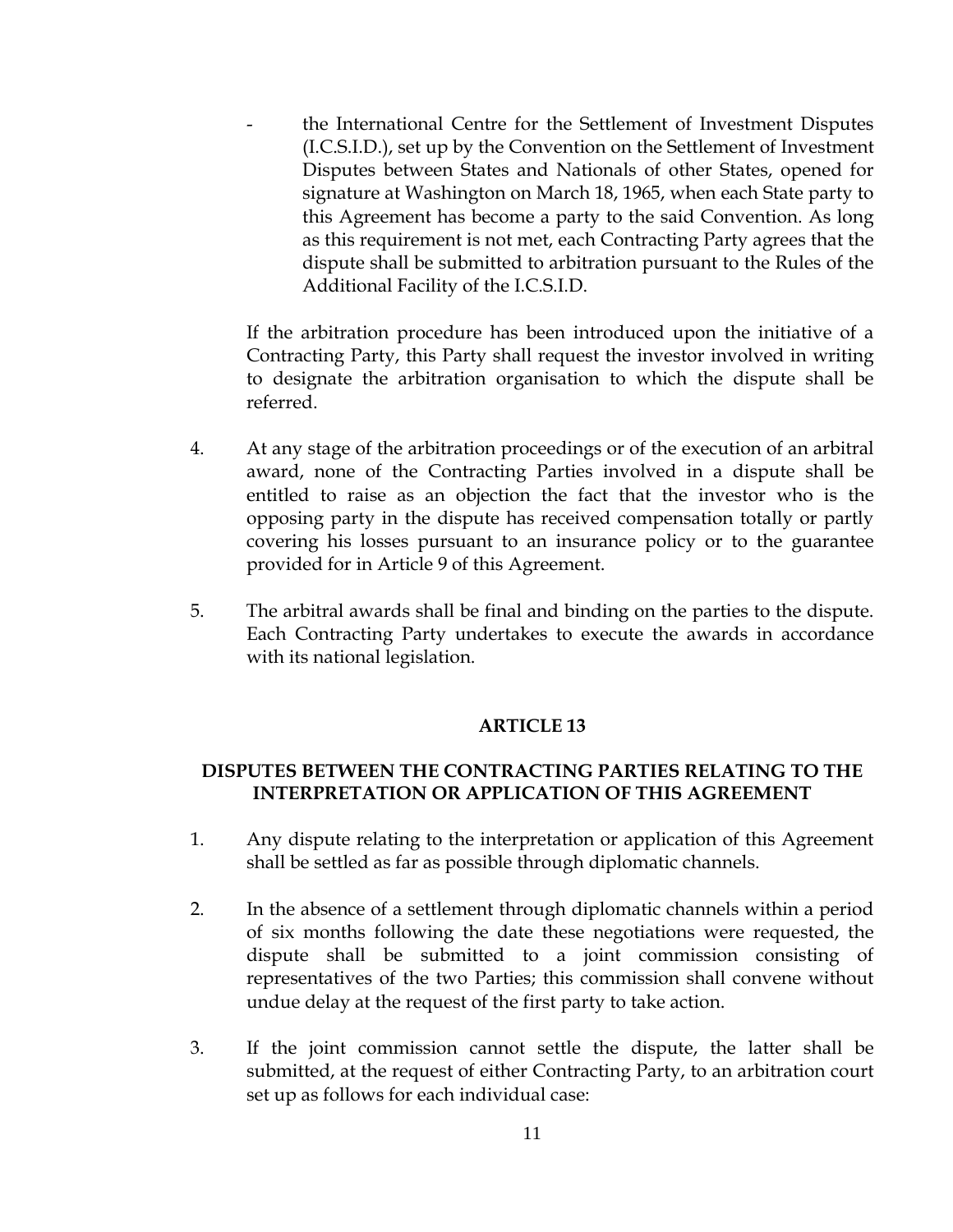- the International Centre for the Settlement of Investment Disputes (I.C.S.I.D.), set up by the Convention on the Settlement of Investment Disputes between States and Nationals of other States, opened for signature at Washington on March 18, 1965, when each State party to this Agreement has become a party to the said Convention. As long as this requirement is not met, each Contracting Party agrees that the dispute shall be submitted to arbitration pursuant to the Rules of the Additional Facility of the I.C.S.I.D.

If the arbitration procedure has been introduced upon the initiative of a Contracting Party, this Party shall request the investor involved in writing to designate the arbitration organisation to which the dispute shall be referred.

4. At any stage of the arbitration proceedings or of the execution of an arbitral award, none of the Contracting Parties involved in a dispute shall be entitled to raise as an objection the fact that the investor who is the opposing party in the dispute has received compensation totally or partly covering his losses pursuant to an insurance policy or to the guarantee provided for in Article 9 of this Agreement.

5. The arbitral awards shall be final and binding on the parties to the dispute. Each Contracting Party undertakes to execute the awards in accordance with its national legislation.

## ARTICLE 13

## DISPUTES BETWEEN THE CONTRACTING PARTIES RELATING TO THE INTERPRETATION OR APPLICATION OF THIS AGREEMENT

1. Any dispute relating to the interpretation or application of this Agreement shall be settled as far as possible through diplomatic channels.

2. In the absence of a settlement through diplomatic channels within a period of six months following the date these negotiations were requested, the dispute shall be submitted to a joint commission consisting of representatives of the two Parties; this commission shall convene without undue delay at the request of the first party to take action.

3. If the joint commission cannot settle the dispute, the latter shall be submitted, at the request of either Contracting Party, to an arbitration court set up as follows for each individual case: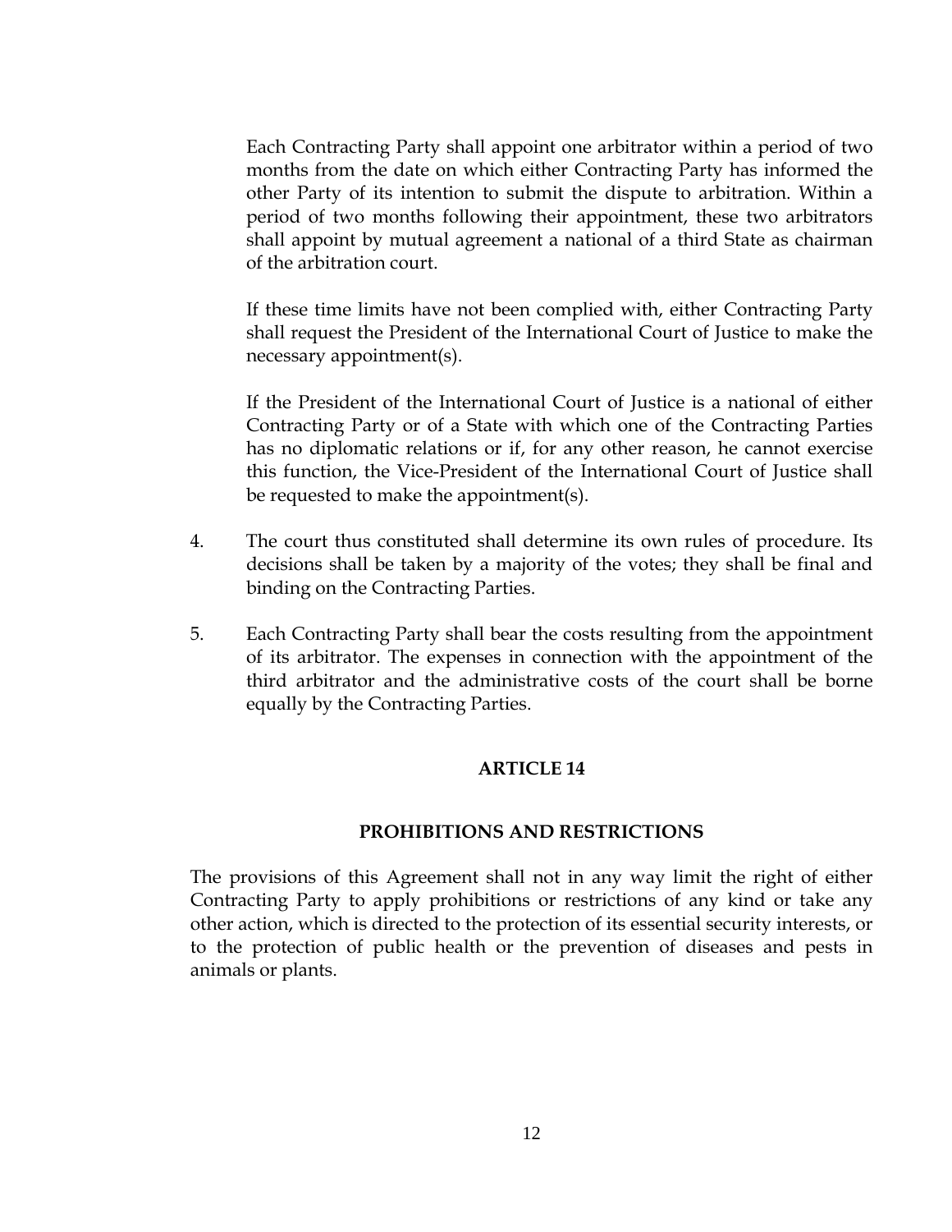Each Contracting Party shall appoint one arbitrator within a period of two months from the date on which either Contracting Party has informed the other Party of its intention to submit the dispute to arbitration. Within a period of two months following their appointment, these two arbitrators shall appoint by mutual agreement a national of a third State as chairman of the arbitration court.

If these time limits have not been complied with, either Contracting Party shall request the President of the International Court of Justice to make the necessary appointment(s).

If the President of the International Court of Justice is a national of either Contracting Party or of a State with which one of the Contracting Parties has no diplomatic relations or if, for any other reason, he cannot exercise this function, the Vice-President of the International Court of Justice shall be requested to make the appointment(s).

4. The court thus constituted shall determine its own rules of procedure. Its decisions shall be taken by a majority of the votes; they shall be final and binding on the Contracting Parties.

5. Each Contracting Party shall bear the costs resulting from the appointment of its arbitrator. The expenses in connection with the appointment of the third arbitrator and the administrative costs of the court shall be borne equally by the Contracting Parties.

## ARTICLE 14

### PROHIBITIONS AND RESTRICTIONS

The provisions of this Agreement shall not in any way limit the right of either Contracting Party to apply prohibitions or restrictions of any kind or take any other action, which is directed to the protection of its essential security interests, or to the protection of public health or the prevention of diseases and pests in animals or plants.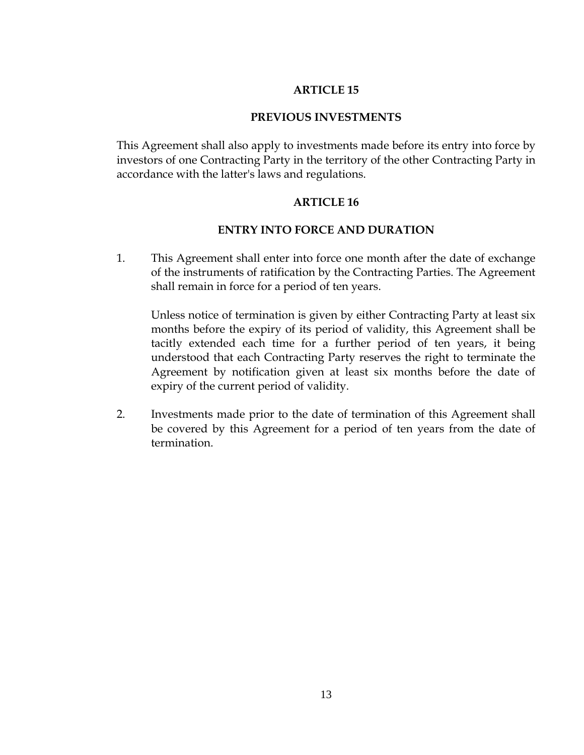## ARTICLE 15

## PREVIOUS INVESTMENTS

This Agreement shall also apply to investments made before its entry into force by investors of one Contracting Party in the territory of the other Contracting Party in accordance with the latter's laws and regulations.

## ARTICLE 16

## ENTRY INTO FORCE AND DURATION

1. This Agreement shall enter into force one month after the date of exchange of the instruments of ratification by the Contracting Parties. The Agreement shall remain in force for a period of ten years.

   Unless notice of termination is given by either Contracting Party at least six months before the expiry of its period of validity, this Agreement shall be tacitly extended each time for a further period of ten years, it being understood that each Contracting Party reserves the right to terminate the Agreement by notification given at least six months before the date of expiry of the current period of validity.

2. Investments made prior to the date of termination of this Agreement shall be covered by this Agreement for a period of ten years from the date of termination.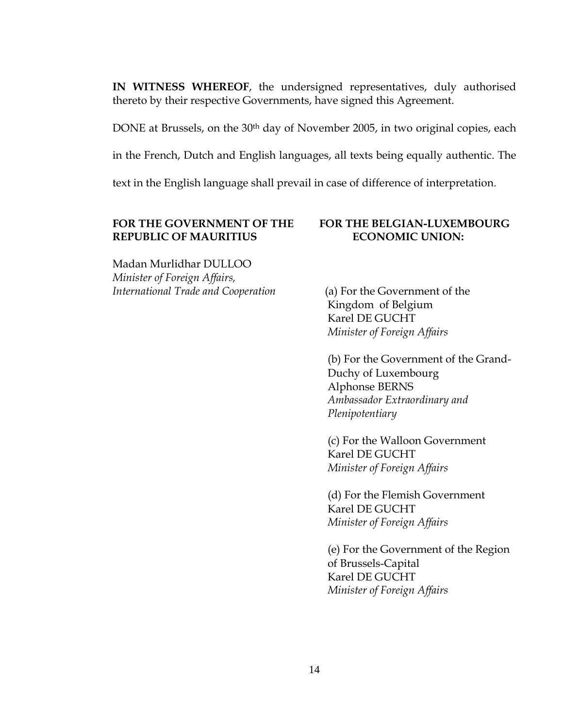**IN WITNESS WHEREOF**, the undersigned representatives, duly authorised thereto by their respective Governments, have signed this Agreement.

DONE at Brussels, on the 30th day of November 2005, in two original copies, each in the French, Dutch and English languages, all texts being equally authentic. The text in the English language shall prevail in case of difference of interpretation.

**FOR THE GOVERNMENT OF THE REPUBLIC OF MAURITIUS**

Madan Murlidhar DULLOO
*Minister of Foreign Affairs, International Trade and Cooperation*

**FOR THE BELGIAN-LUXEMBOURG ECONOMIC UNION:**

(a) For the Government of the Kingdom of Belgium
Karel DE GUCHT
*Minister of Foreign Affairs*

(b) For the Government of the Grand-Duchy of Luxembourg
Alphonse BERNS
*Ambassador Extraordinary and Plenipotentiary*

(c) For the Walloon Government
Karel DE GUCHT
*Minister of Foreign Affairs*

(d) For the Flemish Government
Karel DE GUCHT
*Minister of Foreign Affairs*

(e) For the Government of the Region of Brussels-Capital
Karel DE GUCHT
*Minister of Foreign Affairs*